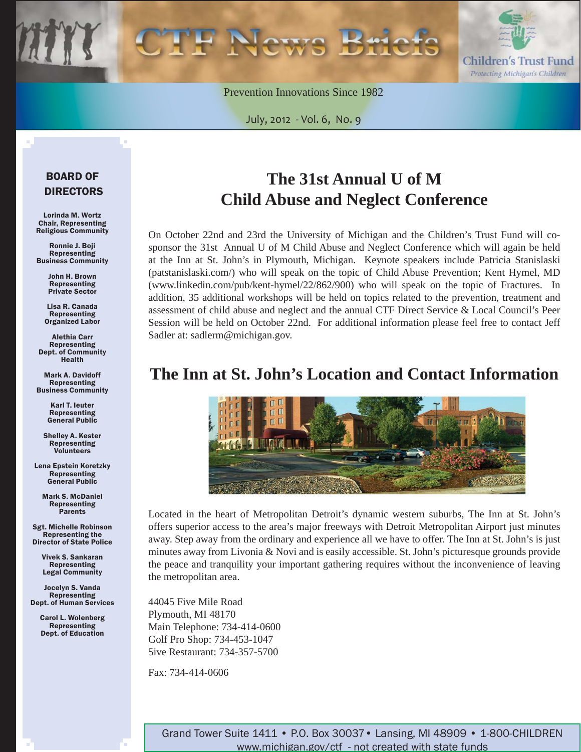# CTF News Briefs

Children's Trust Fund
*Protecting Michigan's Children*

Prevention Innovations Since 1982

July, 2012 - Vol. 6, No. 9

## The 31st Annual U of M Child Abuse and Neglect Conference

On October 22nd and 23rd the University of Michigan and the Children's Trust Fund will co-sponsor the 31st Annual U of M Child Abuse and Neglect Conference which will again be held at the Inn at St. John's in Plymouth, Michigan. Keynote speakers include Patricia Stanislaski (patstanislaski.com/) who will speak on the topic of Child Abuse Prevention; Kent Hymel, MD (www.linkedin.com/pub/kent-hymel/22/862/900) who will speak on the topic of Fractures. In addition, 35 additional workshops will be held on topics related to the prevention, treatment and assessment of child abuse and neglect and the annual CTF Direct Service & Local Council's Peer Session will be held on October 22nd. For additional information please feel free to contact Jeff Sadler at: sadlerm@michigan.gov.

## The Inn at St. John's Location and Contact Information

Located in the heart of Metropolitan Detroit's dynamic western suburbs, The Inn at St. John's offers superior access to the area's major freeways with Detroit Metropolitan Airport just minutes away. Step away from the ordinary and experience all we have to offer. The Inn at St. John's is just minutes away from Livonia & Novi and is easily accessible. St. John's picturesque grounds provide the peace and tranquility your important gathering requires without the inconvenience of leaving the metropolitan area.

44045 Five Mile Road
Plymouth, MI 48170
Main Telephone: 734-414-0600
Golf Pro Shop: 734-453-1047
5ive Restaurant: 734-357-5700

Fax: 734-414-0606

### BOARD OF DIRECTORS

**Lorinda M. Wortz**
Chair, Representing Religious Community

**Ronnie J. Boji**
Representing Business Community

**John H. Brown**
Representing Private Sector

**Lisa R. Canada**
Representing Organized Labor

**Alethia Carr**
Representing Dept. of Community Health

**Mark A. Davidoff**
Representing Business Community

**Karl T. Ieuter**
Representing General Public

**Shelley A. Kester**
Representing Volunteers

**Lena Epstein Koretzky**
Representing General Public

**Mark S. McDaniel**
Representing Parents

**Sgt. Michelle Robinson**
Representing the Director of State Police

**Vivek S. Sankaran**
Representing Legal Community

**Jocelyn S. Vanda**
Representing Dept. of Human Services

**Carol L. Wolenberg**
Representing Dept. of Education

Grand Tower Suite 1411 • P.O. Box 30037 • Lansing, MI 48909 • 1-800-CHILDREN
www.michigan.gov/ctf - not created with state funds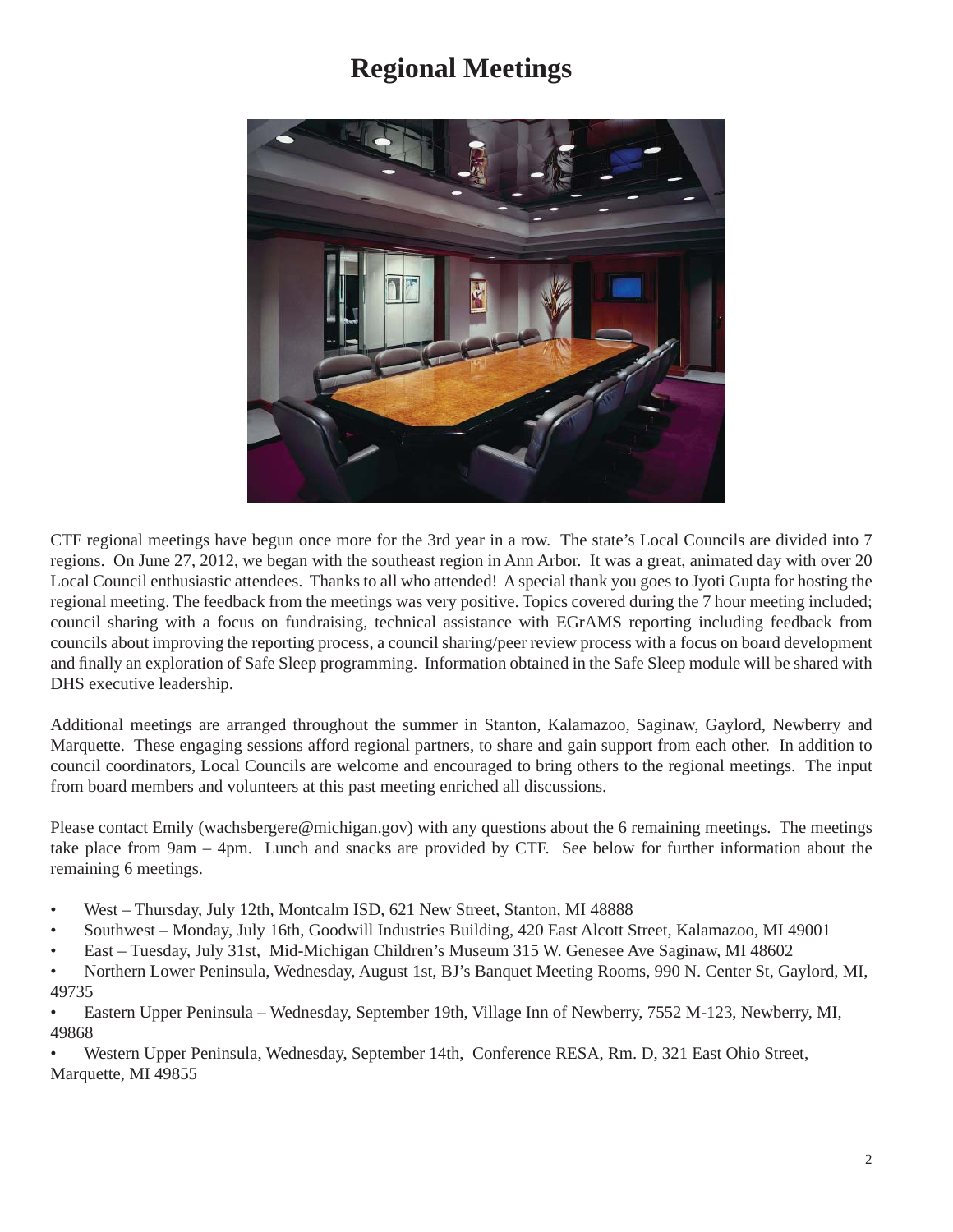# Regional Meetings

CTF regional meetings have begun once more for the 3rd year in a row. The state's Local Councils are divided into 7 regions. On June 27, 2012, we began with the southeast region in Ann Arbor. It was a great, animated day with over 20 Local Council enthusiastic attendees. Thanks to all who attended! A special thank you goes to Jyoti Gupta for hosting the regional meeting. The feedback from the meetings was very positive. Topics covered during the 7 hour meeting included; council sharing with a focus on fundraising, technical assistance with EGrAMS reporting including feedback from councils about improving the reporting process, a council sharing/peer review process with a focus on board development and finally an exploration of Safe Sleep programming. Information obtained in the Safe Sleep module will be shared with DHS executive leadership.

Additional meetings are arranged throughout the summer in Stanton, Kalamazoo, Saginaw, Gaylord, Newberry and Marquette. These engaging sessions afford regional partners, to share and gain support from each other. In addition to council coordinators, Local Councils are welcome and encouraged to bring others to the regional meetings. The input from board members and volunteers at this past meeting enriched all discussions.

Please contact Emily (wachsbergere@michigan.gov) with any questions about the 6 remaining meetings. The meetings take place from 9am – 4pm. Lunch and snacks are provided by CTF. See below for further information about the remaining 6 meetings.

- West – Thursday, July 12th, Montcalm ISD, 621 New Street, Stanton, MI 48888
- Southwest – Monday, July 16th, Goodwill Industries Building, 420 East Alcott Street, Kalamazoo, MI 49001
- East – Tuesday, July 31st, Mid-Michigan Children's Museum 315 W. Genesee Ave Saginaw, MI 48602
- Northern Lower Peninsula, Wednesday, August 1st, BJ's Banquet Meeting Rooms, 990 N. Center St, Gaylord, MI, 49735
- Eastern Upper Peninsula – Wednesday, September 19th, Village Inn of Newberry, 7552 M-123, Newberry, MI, 49868
- Western Upper Peninsula, Wednesday, September 14th, Conference RESA, Rm. D, 321 East Ohio Street, Marquette, MI 49855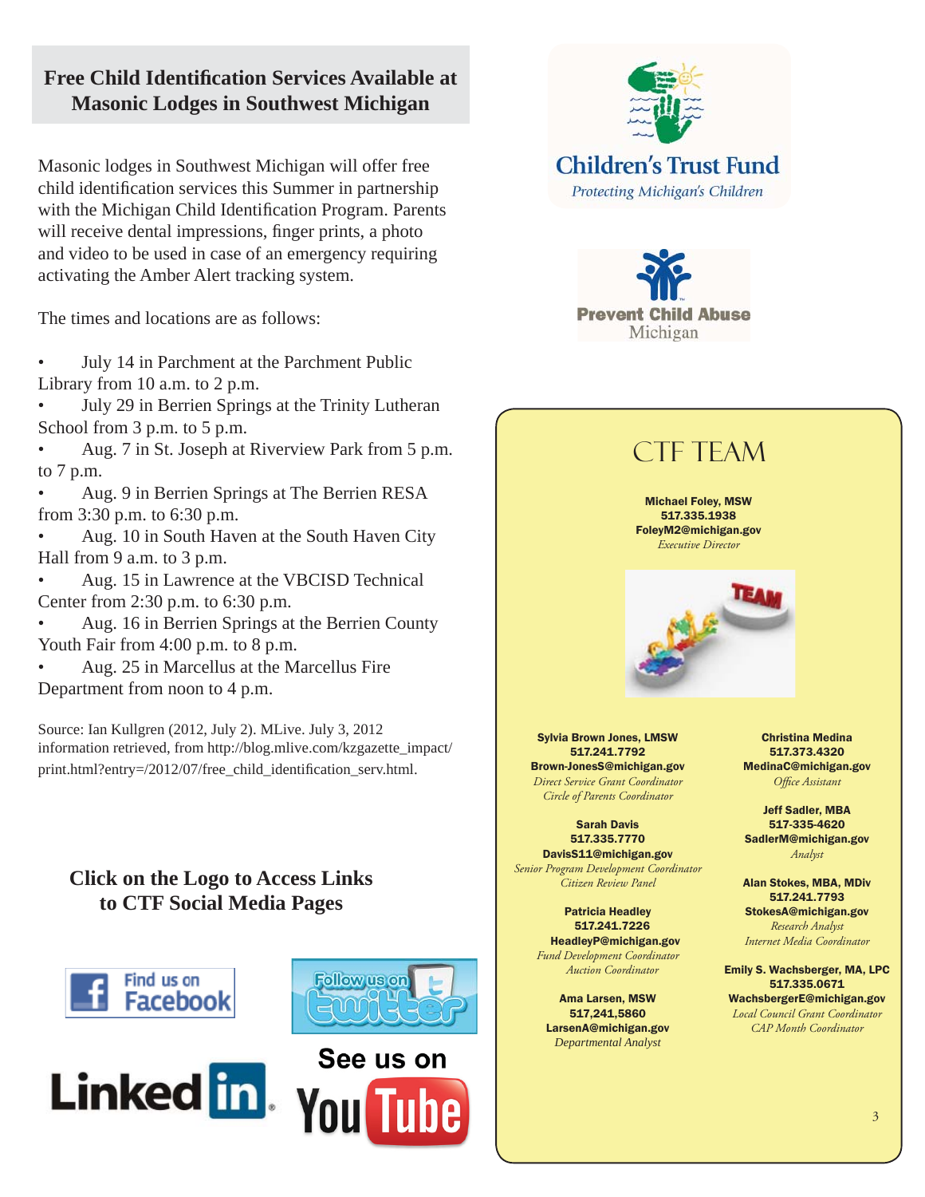## Free Child Identification Services Available at Masonic Lodges in Southwest Michigan

Masonic lodges in Southwest Michigan will offer free child identification services this Summer in partnership with the Michigan Child Identification Program. Parents will receive dental impressions, finger prints, a photo and video to be used in case of an emergency requiring activating the Amber Alert tracking system.

The times and locations are as follows:

- July 14 in Parchment at the Parchment Public Library from 10 a.m. to 2 p.m.
- July 29 in Berrien Springs at the Trinity Lutheran School from 3 p.m. to 5 p.m.
- Aug. 7 in St. Joseph at Riverview Park from 5 p.m. to 7 p.m.
- Aug. 9 in Berrien Springs at The Berrien RESA from 3:30 p.m. to 6:30 p.m.
- Aug. 10 in South Haven at the South Haven City Hall from 9 a.m. to 3 p.m.
- Aug. 15 in Lawrence at the VBCISD Technical Center from 2:30 p.m. to 6:30 p.m.
- Aug. 16 in Berrien Springs at the Berrien County Youth Fair from 4:00 p.m. to 8 p.m.
- Aug. 25 in Marcellus at the Marcellus Fire Department from noon to 4 p.m.

Source: Ian Kullgren (2012, July 2). MLive. July 3, 2012 information retrieved, from http://blog.mlive.com/kzgazette_impact/print.html?entry=/2012/07/free_child_identification_serv.html.

### Click on the Logo to Access Links to CTF Social Media Pages

Find us on Facebook

Follow us on twitter

LinkedIn

See us on YouTube

**Children's Trust Fund**
*Protecting Michigan's Children*

**Prevent Child Abuse** Michigan

## CTF TEAM

**Michael Foley, MSW**
**517.335.1938**
**FoleyM2@michigan.gov**
*Executive Director*

**Sylvia Brown Jones, LMSW**
**517.241.7792**
**Brown-JonesS@michigan.gov**
*Direct Service Grant Coordinator*
*Circle of Parents Coordinator*

**Sarah Davis**
**517.335.7770**
**DavisS11@michigan.gov**
*Senior Program Development Coordinator*
*Citizen Review Panel*

**Patricia Headley**
**517.241.7226**
**HeadleyP@michigan.gov**
*Fund Development Coordinator*
*Auction Coordinator*

**Ama Larsen, MSW**
**517,241,5860**
**LarsenA@michigan.gov**
*Departmental Analyst*

**Christina Medina**
**517.373.4320**
**MedinaC@michigan.gov**
*Office Assistant*

**Jeff Sadler, MBA**
**517-335-4620**
**SadlerM@michigan.gov**
*Analyst*

**Alan Stokes, MBA, MDiv**
**517.241.7793**
**StokesA@michigan.gov**
*Research Analyst*
*Internet Media Coordinator*

**Emily S. Wachsberger, MA, LPC**
**517.335.0671**
**WachsbergerE@michigan.gov**
*Local Council Grant Coordinator*
*CAP Month Coordinator*